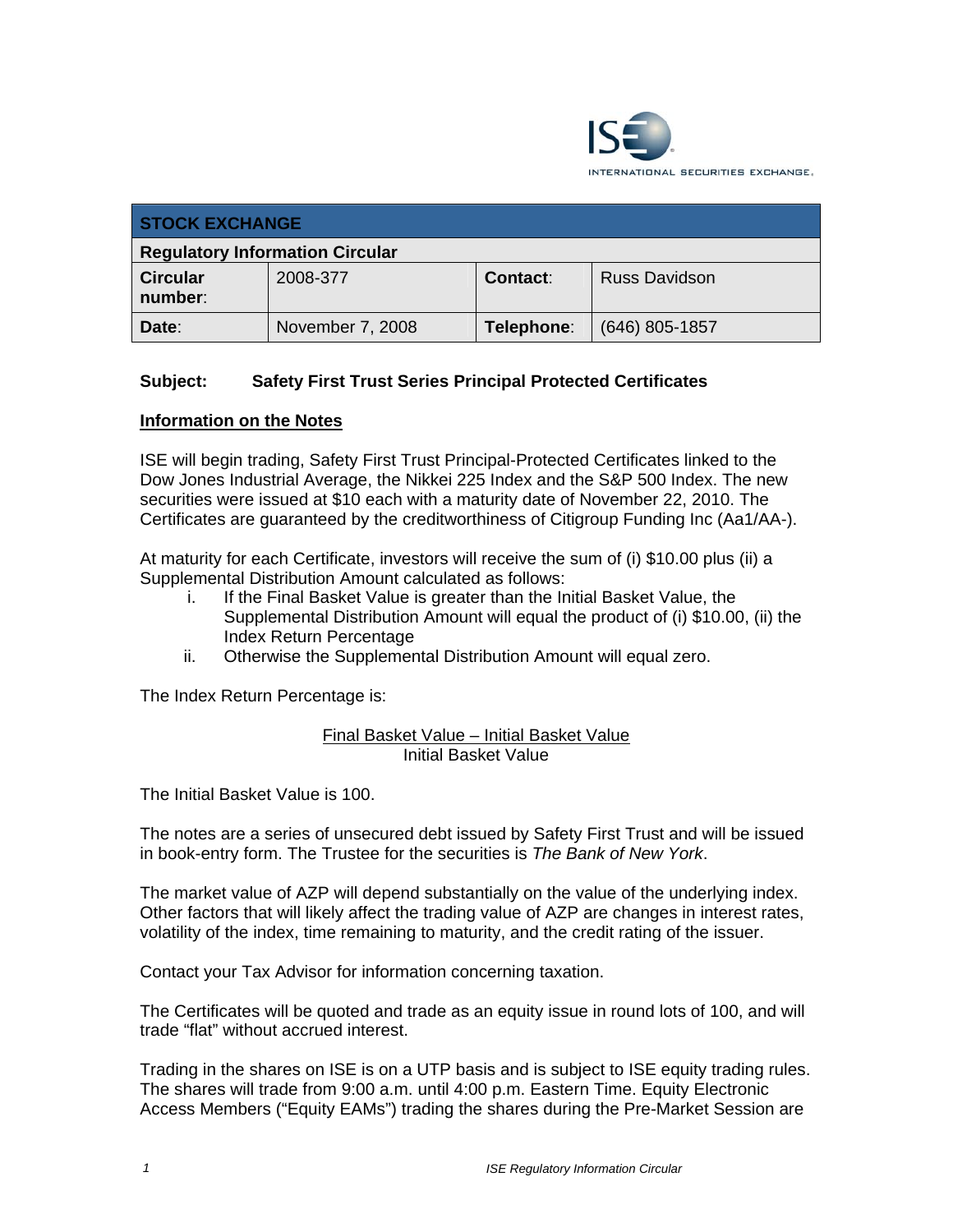## STOCK EXCHANGE

**Regulatory Information Circular**

| **Circular number**: | 2008-377 | **Contact**: | Russ Davidson |
|---|---|---|---|
| **Date**: | November 7, 2008 | **Telephone**: | (646) 805-1857 |

**Subject: Safety First Trust Series Principal Protected Certificates**

**Information on the Notes**

ISE will begin trading, Safety First Trust Principal-Protected Certificates linked to the Dow Jones Industrial Average, the Nikkei 225 Index and the S&P 500 Index. The new securities were issued at $10 each with a maturity date of November 22, 2010. The Certificates are guaranteed by the creditworthiness of Citigroup Funding Inc (Aa1/AA-).

At maturity for each Certificate, investors will receive the sum of (i) $10.00 plus (ii) a Supplemental Distribution Amount calculated as follows:

i. If the Final Basket Value is greater than the Initial Basket Value, the Supplemental Distribution Amount will equal the product of (i) $10.00, (ii) the Index Return Percentage
ii. Otherwise the Supplemental Distribution Amount will equal zero.

The Index Return Percentage is:

$$\frac{\text{Final Basket Value} - \text{Initial Basket Value}}{\text{Initial Basket Value}}$$

The Initial Basket Value is 100.

The notes are a series of unsecured debt issued by Safety First Trust and will be issued in book-entry form. The Trustee for the securities is *The Bank of New York*.

The market value of AZP will depend substantially on the value of the underlying index. Other factors that will likely affect the trading value of AZP are changes in interest rates, volatility of the index, time remaining to maturity, and the credit rating of the issuer.

Contact your Tax Advisor for information concerning taxation.

The Certificates will be quoted and trade as an equity issue in round lots of 100, and will trade "flat" without accrued interest.

Trading in the shares on ISE is on a UTP basis and is subject to ISE equity trading rules. The shares will trade from 9:00 a.m. until 4:00 p.m. Eastern Time. Equity Electronic Access Members ("Equity EAMs") trading the shares during the Pre-Market Session are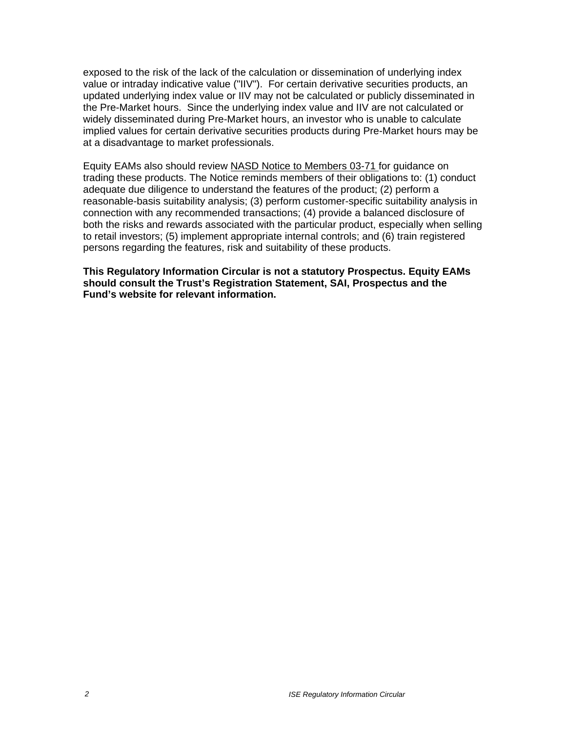exposed to the risk of the lack of the calculation or dissemination of underlying index value or intraday indicative value ("IIV"). For certain derivative securities products, an updated underlying index value or IIV may not be calculated or publicly disseminated in the Pre-Market hours. Since the underlying index value and IIV are not calculated or widely disseminated during Pre-Market hours, an investor who is unable to calculate implied values for certain derivative securities products during Pre-Market hours may be at a disadvantage to market professionals.

Equity EAMs also should review NASD Notice to Members 03-71 for guidance on trading these products. The Notice reminds members of their obligations to: (1) conduct adequate due diligence to understand the features of the product; (2) perform a reasonable-basis suitability analysis; (3) perform customer-specific suitability analysis in connection with any recommended transactions; (4) provide a balanced disclosure of both the risks and rewards associated with the particular product, especially when selling to retail investors; (5) implement appropriate internal controls; and (6) train registered persons regarding the features, risk and suitability of these products.

**This Regulatory Information Circular is not a statutory Prospectus. Equity EAMs should consult the Trust's Registration Statement, SAI, Prospectus and the Fund's website for relevant information.**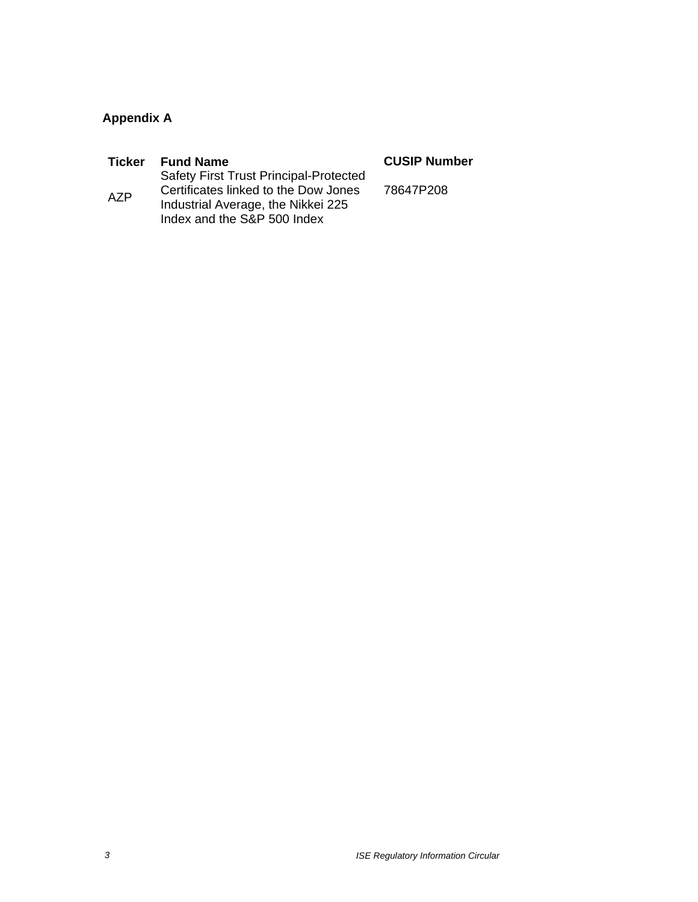**Appendix A**

| Ticker | Fund Name | CUSIP Number |
|---|---|---|
| AZP | Safety First Trust Principal-Protected Certificates linked to the Dow Jones Industrial Average, the Nikkei 225 Index and the S&P 500 Index | 78647P208 |